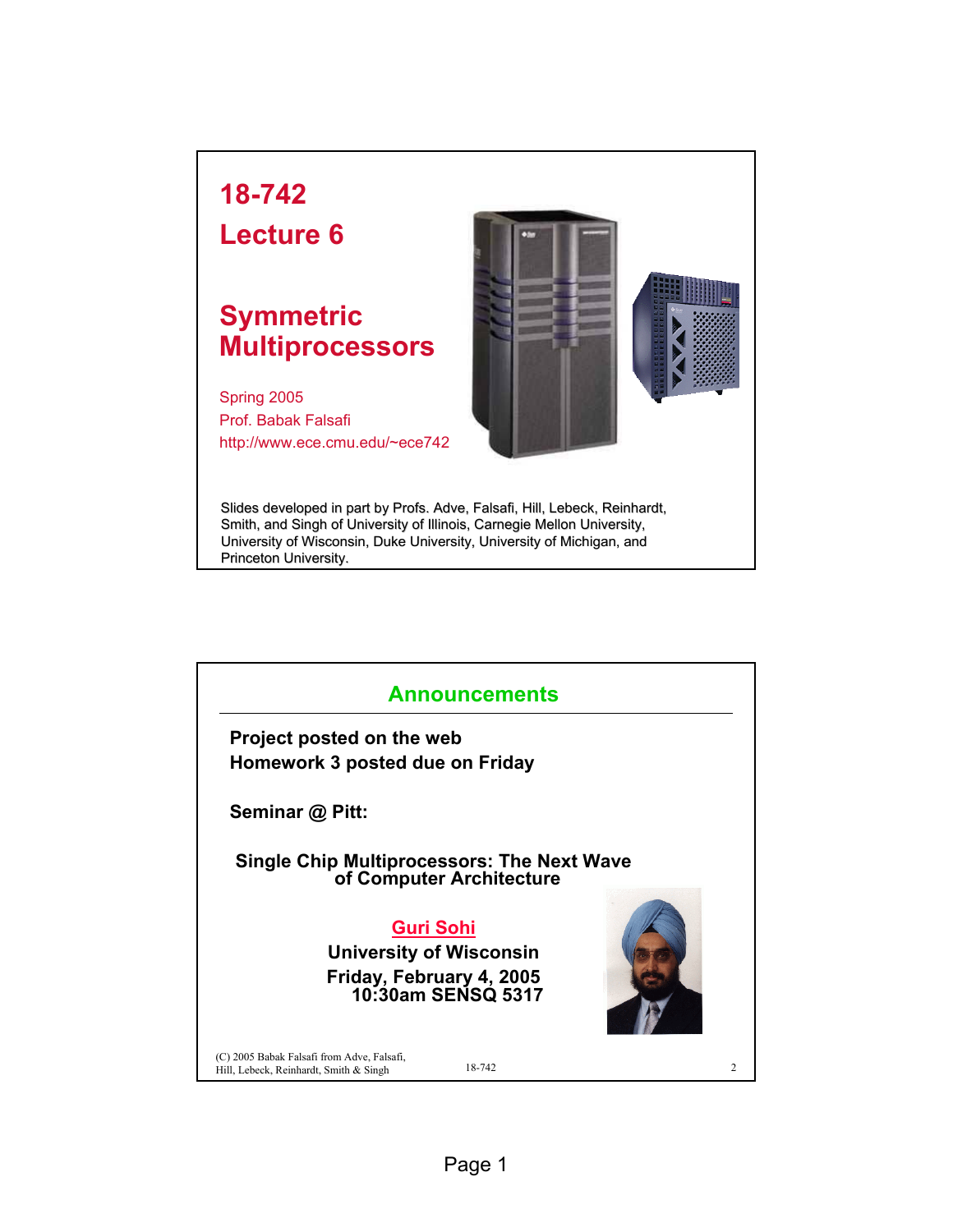# 18-742
# Lecture 6

## Symmetric Multiprocessors

Spring 2005
Prof. Babak Falsafi
http://www.ece.cmu.edu/~ece742

Slides developed in part by Profs. Adve, Falsafi, Hill, Lebeck, Reinhardt, Smith, and Singh of University of Illinois, Carnegie Mellon University, University of Wisconsin, Duke University, University of Michigan, and Princeton University.

---

## Announcements

**Project posted on the web**
**Homework 3 posted due on Friday**

**Seminar @ Pitt:**

**Single Chip Multiprocessors: The Next Wave of Computer Architecture**

**Guri Sohi**
**University of Wisconsin**
**Friday, February 4, 2005**
**10:30am SENSQ 5317**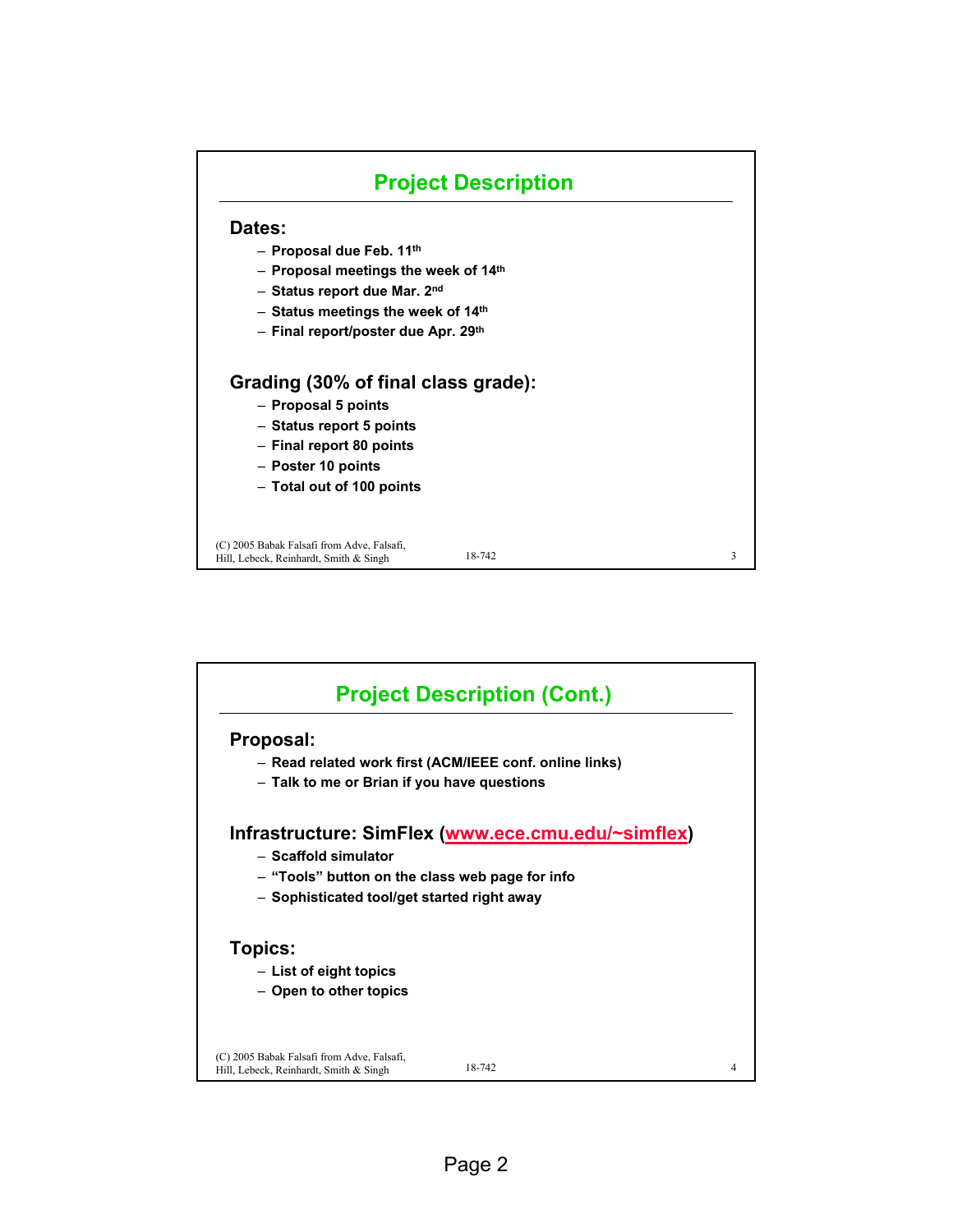## Project Description

### Dates:

- Proposal due Feb. 11th
- Proposal meetings the week of 14th
- Status report due Mar. 2nd
- Status meetings the week of 14th
- Final report/poster due Apr. 29th

### Grading (30% of final class grade):

- Proposal 5 points
- Status report 5 points
- Final report 80 points
- Poster 10 points
- Total out of 100 points

(C) 2005 Babak Falsafi from Adve, Falsafi, Hill, Lebeck, Reinhardt, Smith & Singh

## Project Description (Cont.)

### Proposal:

- Read related work first (ACM/IEEE conf. online links)
- Talk to me or Brian if you have questions

### Infrastructure: SimFlex (www.ece.cmu.edu/~simflex)

- Scaffold simulator
- "Tools" button on the class web page for info
- Sophisticated tool/get started right away

### Topics:

- List of eight topics
- Open to other topics

(C) 2005 Babak Falsafi from Adve, Falsafi, Hill, Lebeck, Reinhardt, Smith & Singh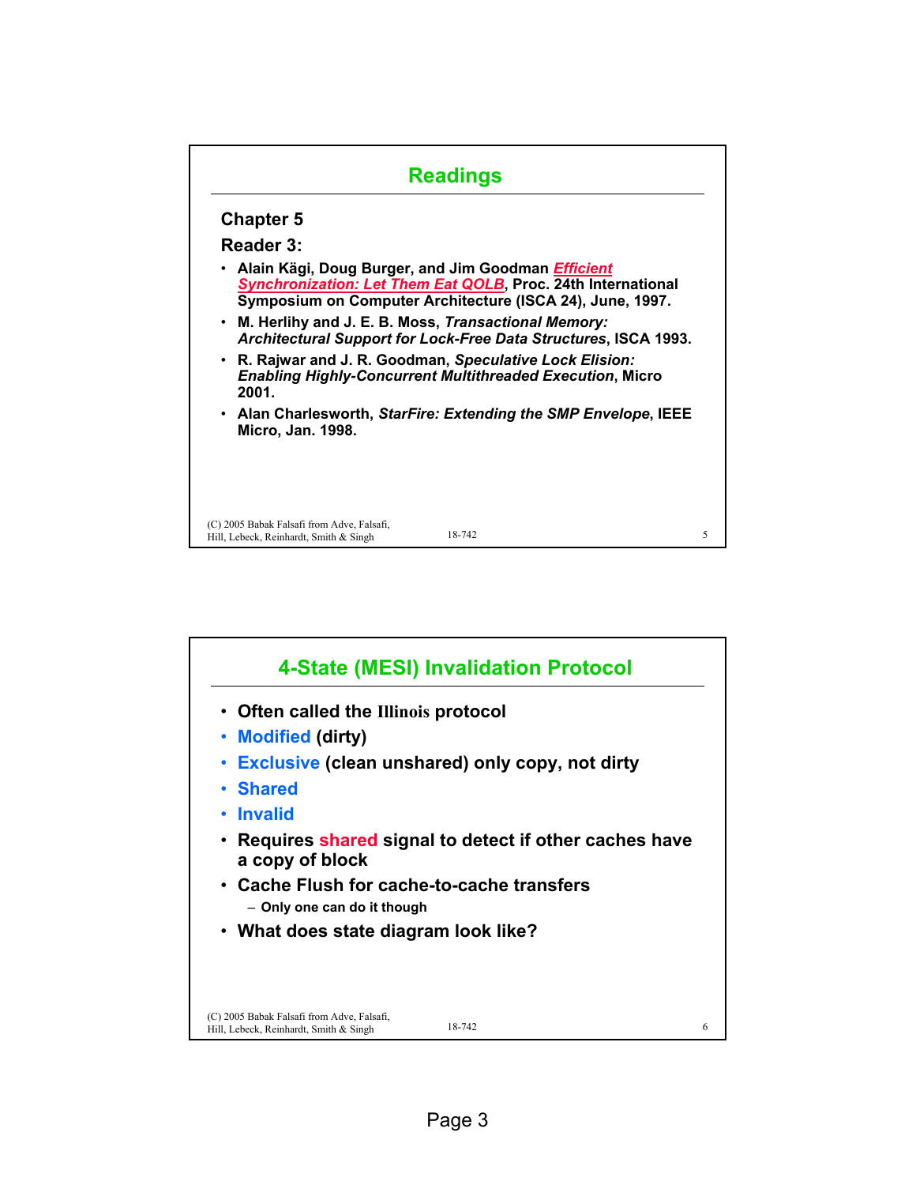## Readings

**Chapter 5**

**Reader 3:**

- **Alain Kägi, Doug Burger, and Jim Goodman *Efficient Synchronization: Let Them Eat QOLB*, Proc. 24th International Symposium on Computer Architecture (ISCA 24), June, 1997.**
- **M. Herlihy and J. E. B. Moss, *Transactional Memory: Architectural Support for Lock-Free Data Structures*, ISCA 1993.**
- **R. Rajwar and J. R. Goodman, *Speculative Lock Elision: Enabling Highly-Concurrent Multithreaded Execution*, Micro 2001.**
- **Alan Charlesworth, *StarFire: Extending the SMP Envelope*, IEEE Micro, Jan. 1998.**

## 4-State (MESI) Invalidation Protocol

- **Often called the Illinois protocol**
- **Modified (dirty)**
- **Exclusive (clean unshared) only copy, not dirty**
- **Shared**
- **Invalid**
- **Requires shared signal to detect if other caches have a copy of block**
- **Cache Flush for cache-to-cache transfers**
  - **Only one can do it though**
- **What does state diagram look like?**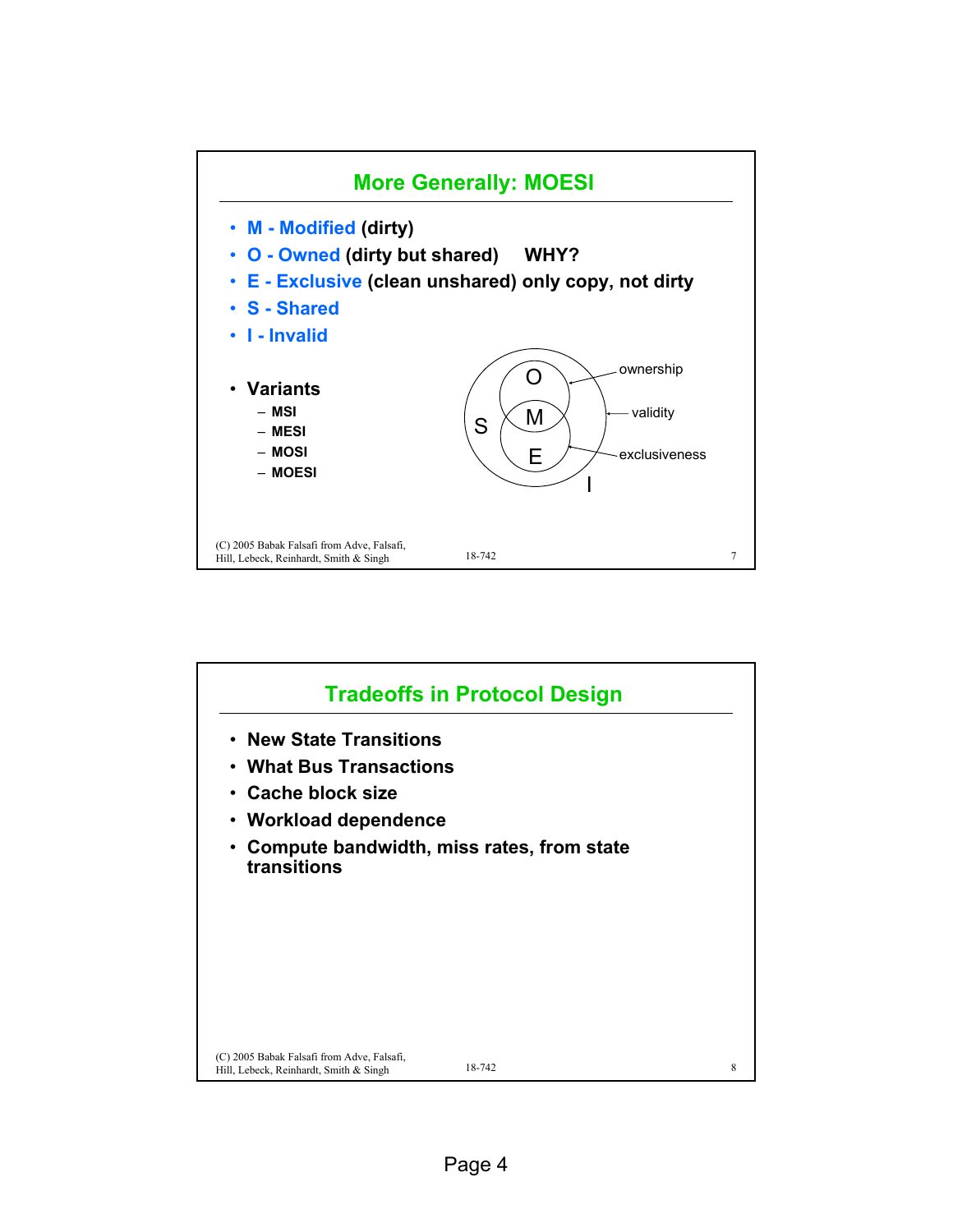## More Generally: MOESI

- **M - Modified (dirty)**
- **O - Owned (dirty but shared)     WHY?**
- **E - Exclusive (clean unshared) only copy, not dirty**
- **S - Shared**
- **I - Invalid**

- **Variants**
  - **MSI**
  - **MESI**
  - **MOSI**
  - **MOESI**

O, M, E, S, I — ownership, validity, exclusiveness

(C) 2005 Babak Falsafi from Adve, Falsafi, Hill, Lebeck, Reinhardt, Smith & Singh    18-742

## Tradeoffs in Protocol Design

- **New State Transitions**
- **What Bus Transactions**
- **Cache block size**
- **Workload dependence**
- **Compute bandwidth, miss rates, from state transitions**

(C) 2005 Babak Falsafi from Adve, Falsafi, Hill, Lebeck, Reinhardt, Smith & Singh    18-742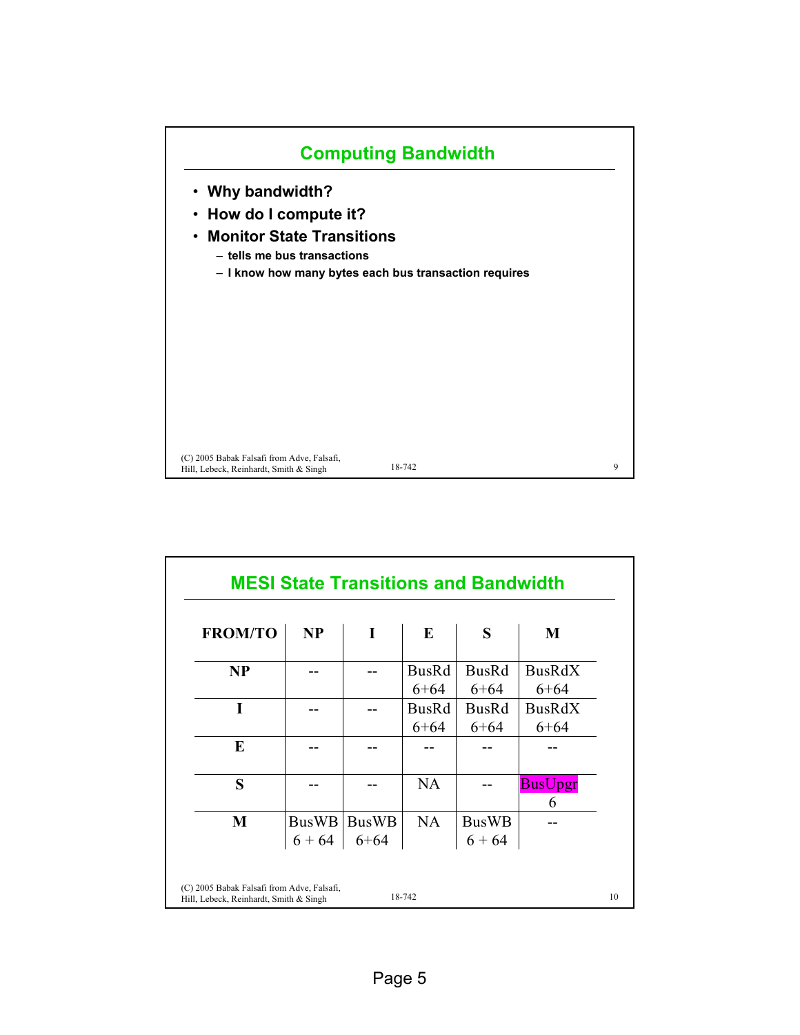## Computing Bandwidth

- **Why bandwidth?**
- **How do I compute it?**
- **Monitor State Transitions**
  - **tells me bus transactions**
  - **I know how many bytes each bus transaction requires**

## MESI State Transitions and Bandwidth

| FROM/TO | NP | I | E | S | M |
|---|---|---|---|---|---|
| **NP** | -- | -- | BusRd 6+64 | BusRd 6+64 | BusRdX 6+64 |
| **I** | -- | -- | BusRd 6+64 | BusRd 6+64 | BusRdX 6+64 |
| **E** | -- | -- | -- | -- | -- |
| **S** | -- | -- | NA | -- | BusUpgr 6 |
| **M** | BusWB 6 + 64 | BusWB 6+64 | NA | BusWB 6 + 64 | -- |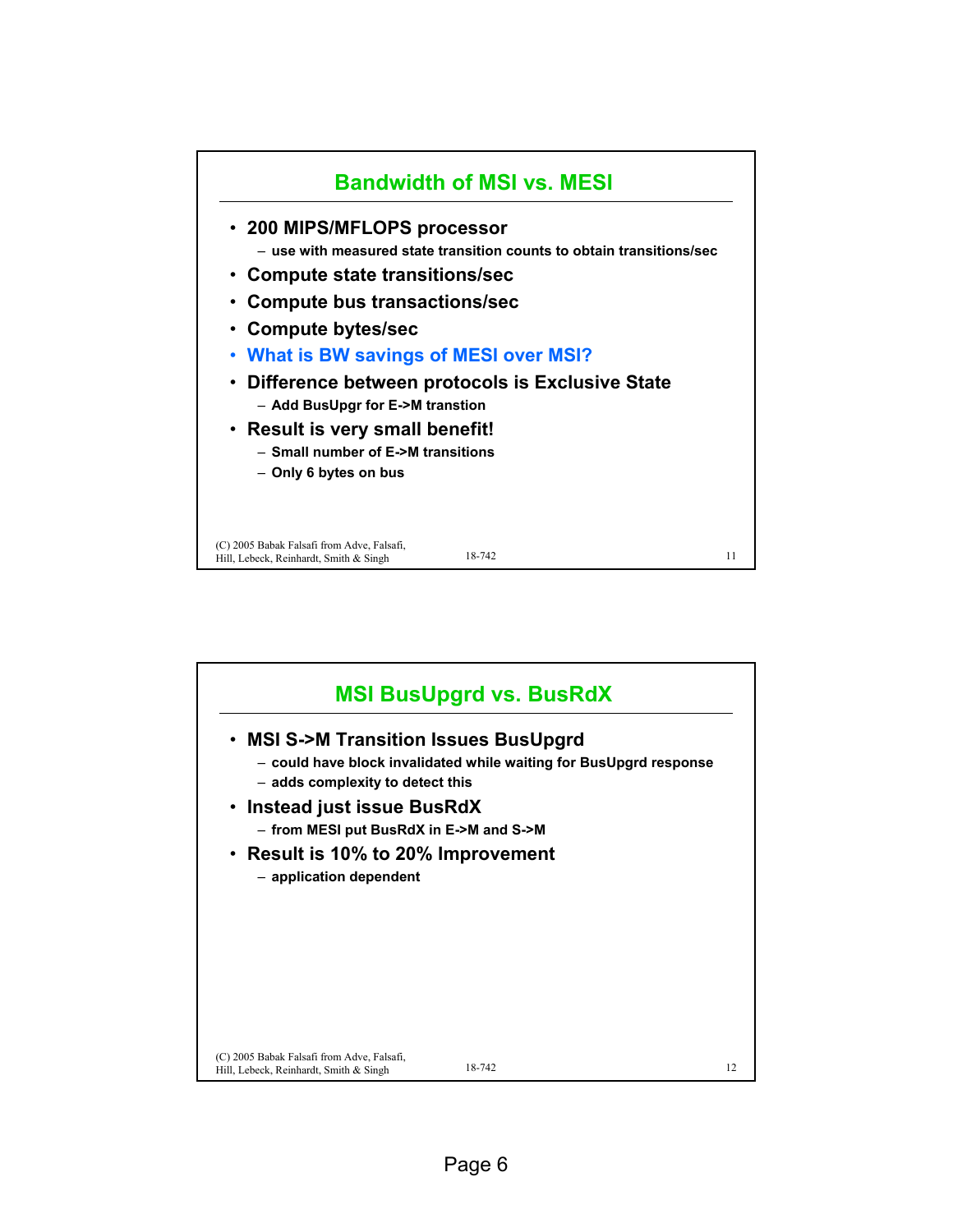## Bandwidth of MSI vs. MESI

- 200 MIPS/MFLOPS processor
  - use with measured state transition counts to obtain transitions/sec
- Compute state transitions/sec
- Compute bus transactions/sec
- Compute bytes/sec
- What is BW savings of MESI over MSI?
- Difference between protocols is Exclusive State
  - Add BusUpgr for E->M transtion
- Result is very small benefit!
  - Small number of E->M transitions
  - Only 6 bytes on bus

(C) 2005 Babak Falsafi from Adve, Falsafi, Hill, Lebeck, Reinhardt, Smith & Singh — 18-742

## MSI BusUpgrd vs. BusRdX

- MSI S->M Transition Issues BusUpgrd
  - could have block invalidated while waiting for BusUpgrd response
  - adds complexity to detect this
- Instead just issue BusRdX
  - from MESI put BusRdX in E->M and S->M
- Result is 10% to 20% Improvement
  - application dependent

(C) 2005 Babak Falsafi from Adve, Falsafi, Hill, Lebeck, Reinhardt, Smith & Singh — 18-742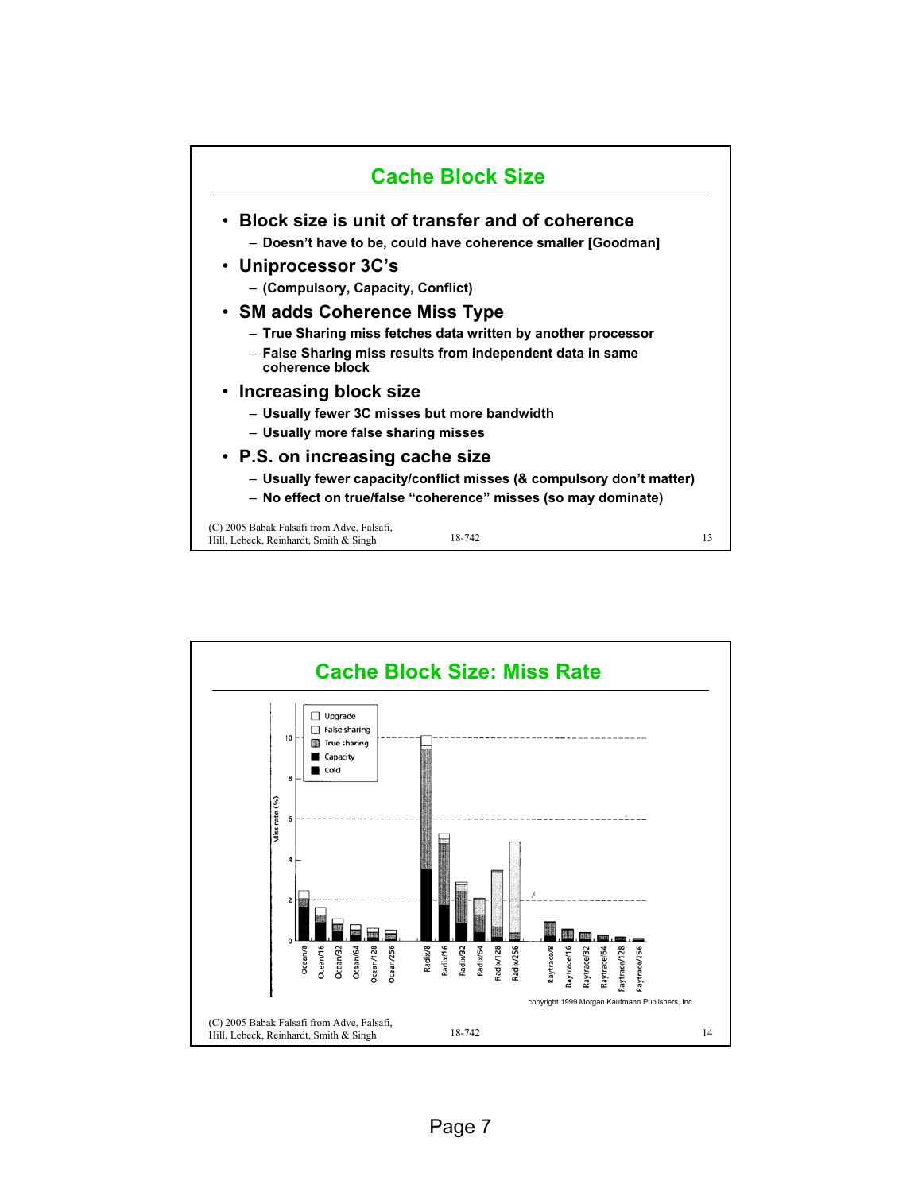## Cache Block Size

- **Block size is unit of transfer and of coherence**
  - Doesn't have to be, could have coherence smaller [Goodman]
- **Uniprocessor 3C's**
  - (Compulsory, Capacity, Conflict)
- **SM adds Coherence Miss Type**
  - True Sharing miss fetches data written by another processor
  - False Sharing miss results from independent data in same coherence block
- **Increasing block size**
  - Usually fewer 3C misses but more bandwidth
  - Usually more false sharing misses
- **P.S. on increasing cache size**
  - Usually fewer capacity/conflict misses (& compulsory don't matter)
  - No effect on true/false "coherence" misses (so may dominate)

(C) 2005 Babak Falsafi from Adve, Falsafi, Hill, Lebeck, Reinhardt, Smith & Singh

## Cache Block Size: Miss Rate

Legend: Upgrade, False sharing, True sharing, Capacity, Cold

Miss rate (%): 0, 2, 4, 6, 8, 10

Ocean/8, Ocean/16, Ocean/32, Ocean/64, Ocean/128, Ocean/256, Radix/8, Radix/16, Radix/32, Radix/64, Radix/128, Radix/256, Raytrace/8, Raytrace/16, Raytrace/32, Raytrace/64, Raytrace/128, Raytrace/256

copyright 1999 Morgan Kaufmann Publishers, Inc

(C) 2005 Babak Falsafi from Adve, Falsafi, Hill, Lebeck, Reinhardt, Smith & Singh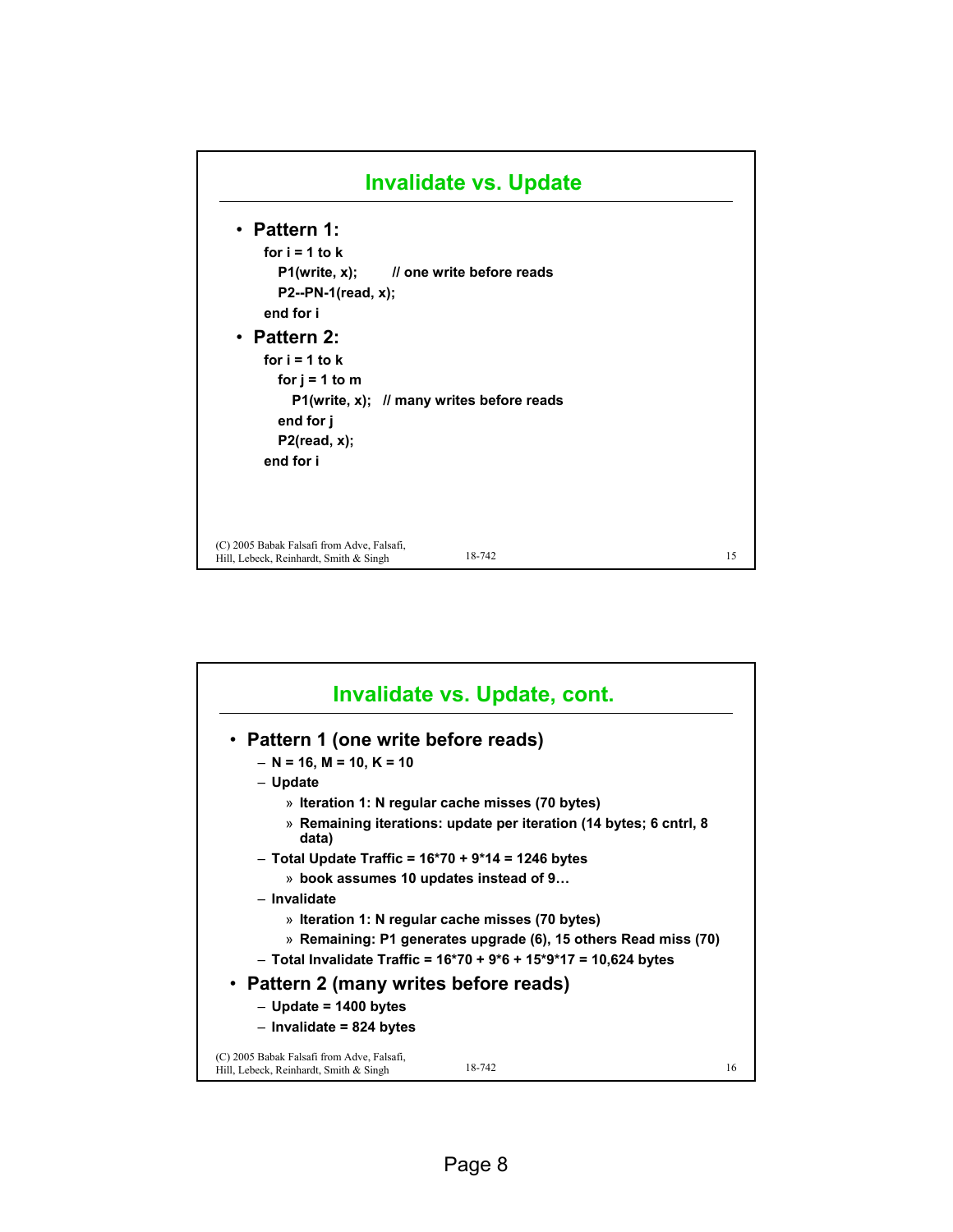## Invalidate vs. Update

- **Pattern 1:**

```
for i = 1 to k
   P1(write, x);       // one write before reads
   P2--PN-1(read, x);
end for i
```

- **Pattern 2:**

```
for i = 1 to k
   for j = 1 to m
      P1(write, x);   // many writes before reads
   end for j
   P2(read, x);
end for i
```

## Invalidate vs. Update, cont.

- **Pattern 1 (one write before reads)**
  - N = 16, M = 10, K = 10
  - Update
    - » Iteration 1: N regular cache misses (70 bytes)
    - » Remaining iterations: update per iteration (14 bytes; 6 cntrl, 8 data)
  - Total Update Traffic = 16*70 + 9*14 = 1246 bytes
    - » book assumes 10 updates instead of 9…
  - Invalidate
    - » Iteration 1: N regular cache misses (70 bytes)
    - » Remaining: P1 generates upgrade (6), 15 others Read miss (70)
  - Total Invalidate Traffic = 16*70 + 9*6 + 15*9*17 = 10,624 bytes
- **Pattern 2 (many writes before reads)**
  - Update = 1400 bytes
  - Invalidate = 824 bytes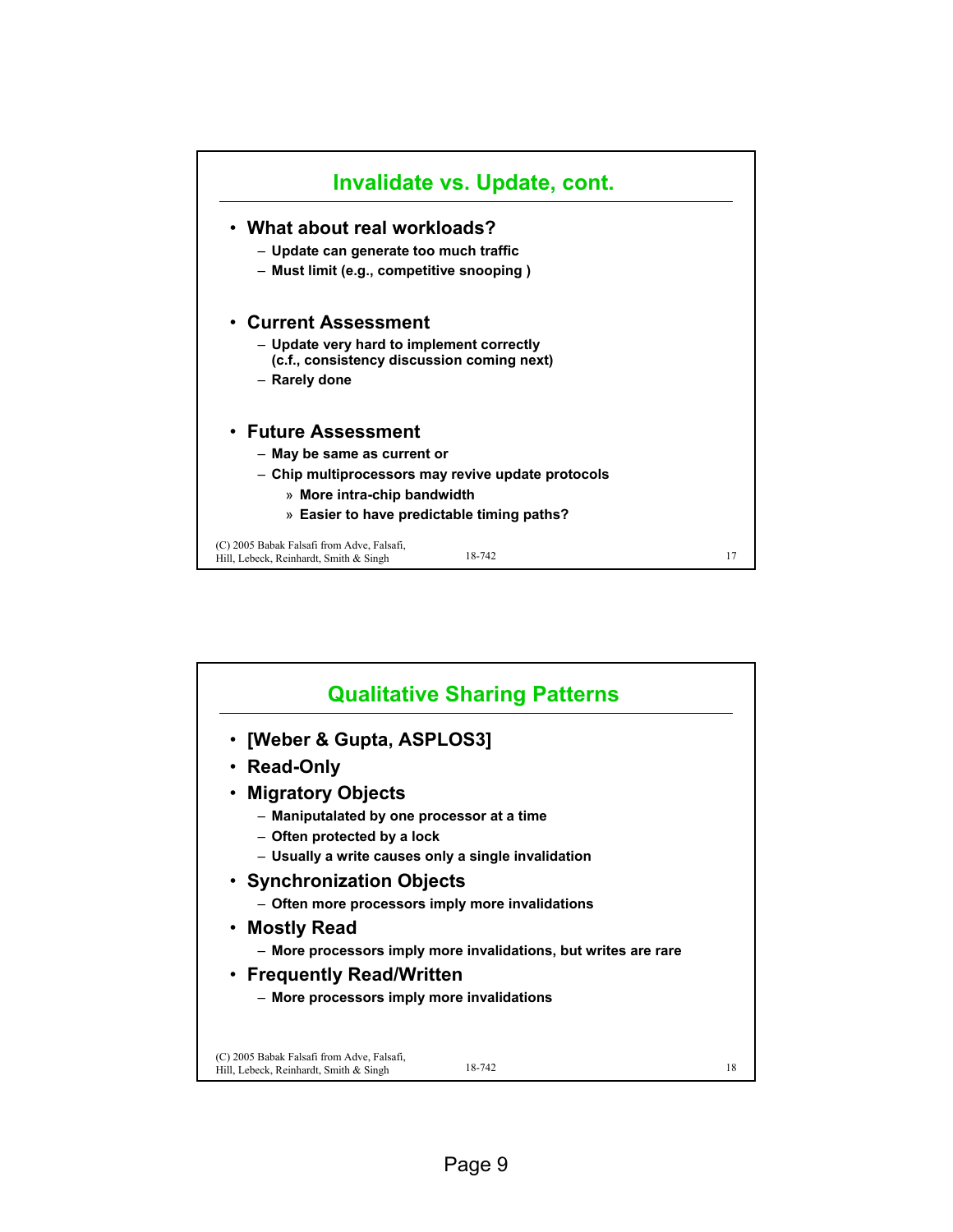## Invalidate vs. Update, cont.

- **What about real workloads?**
  - Update can generate too much traffic
  - Must limit (e.g., competitive snooping )
- **Current Assessment**
  - Update very hard to implement correctly (c.f., consistency discussion coming next)
  - Rarely done
- **Future Assessment**
  - May be same as current or
  - Chip multiprocessors may revive update protocols
    - More intra-chip bandwidth
    - Easier to have predictable timing paths?

(C) 2005 Babak Falsafi from Adve, Falsafi, Hill, Lebeck, Reinhardt, Smith & Singh 18-742 17

## Qualitative Sharing Patterns

- **[Weber & Gupta, ASPLOS3]**
- **Read-Only**
- **Migratory Objects**
  - Maniputalated by one processor at a time
  - Often protected by a lock
  - Usually a write causes only a single invalidation
- **Synchronization Objects**
  - Often more processors imply more invalidations
- **Mostly Read**
  - More processors imply more invalidations, but writes are rare
- **Frequently Read/Written**
  - More processors imply more invalidations

(C) 2005 Babak Falsafi from Adve, Falsafi, Hill, Lebeck, Reinhardt, Smith & Singh 18-742 18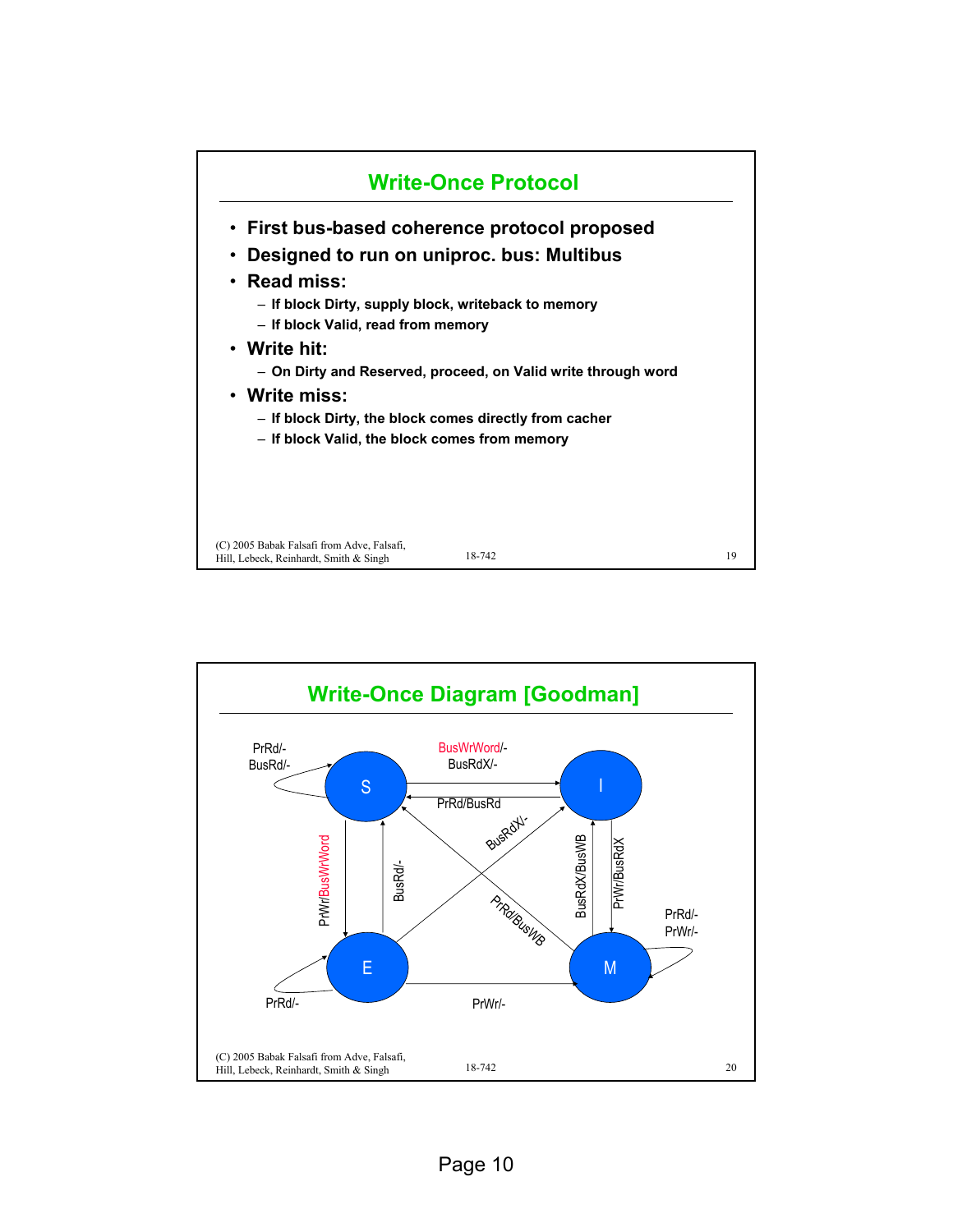## Write-Once Protocol

- **First bus-based coherence protocol proposed**
- **Designed to run on uniproc. bus: Multibus**
- **Read miss:**
  - If block Dirty, supply block, writeback to memory
  - If block Valid, read from memory
- **Write hit:**
  - On Dirty and Reserved, proceed, on Valid write through word
- **Write miss:**
  - If block Dirty, the block comes directly from cacher
  - If block Valid, the block comes from memory

(C) 2005 Babak Falsafi from Adve, Falsafi, Hill, Lebeck, Reinhardt, Smith & Singh

## Write-Once Diagram [Goodman]

| From | To | Transition |
| --- | --- | --- |
| S | S | PrRd/-, BusRd/- |
| S | I | BusWrWord/-, BusRdX/- |
| I | S | PrRd/BusRd |
| S | E | PrWr/BusWrWord |
| E | S | BusRd/- |
| E | I | BusRdX/- |
| M | S | PrRd/BusWB |
| M | I | BusRdX/BusWB |
| I | M | PrWr/BusRdX |
| M | M | PrRd/-, PrWr/- |
| E | E | PrRd/- |
| E | M | PrWr/- |

(C) 2005 Babak Falsafi from Adve, Falsafi, Hill, Lebeck, Reinhardt, Smith & Singh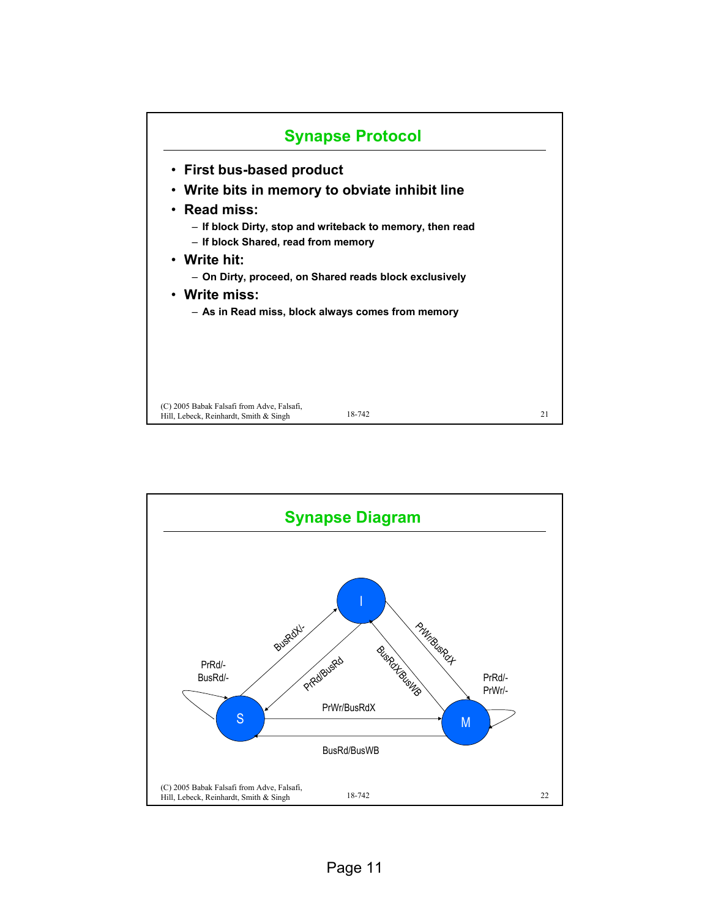## Synapse Protocol

- **First bus-based product**
- **Write bits in memory to obviate inhibit line**
- **Read miss:**
  - If block Dirty, stop and writeback to memory, then read
  - If block Shared, read from memory
- **Write hit:**
  - On Dirty, proceed, on Shared reads block exclusively
- **Write miss:**
  - As in Read miss, block always comes from memory

## Synapse Diagram

I

S

M

BusRdX/-

PrRd/BusRd

BusRdX/BusWB

PrWr/BusRdX

PrRd/-
BusRd/-

PrRd/-
PrWr/-

PrWr/BusRdX

BusRd/BusWB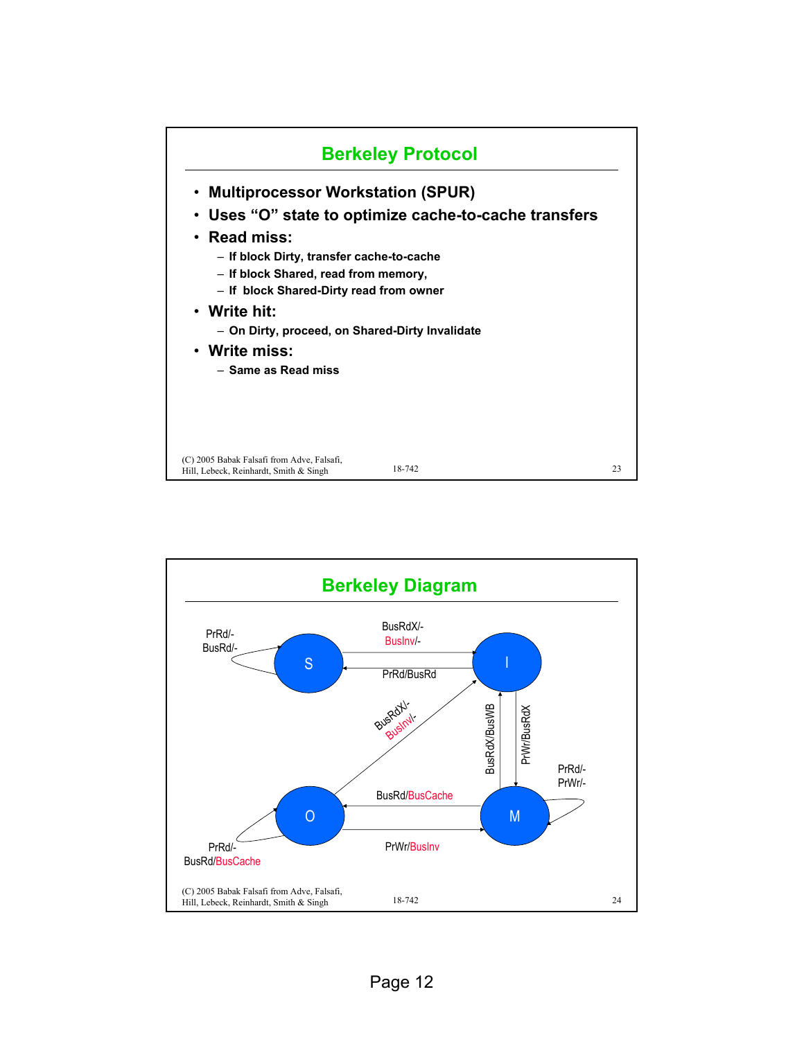## Berkeley Protocol

- **Multiprocessor Workstation (SPUR)**
- **Uses "O" state to optimize cache-to-cache transfers**
- **Read miss:**
  - **If block Dirty, transfer cache-to-cache**
  - **If block Shared, read from memory,**
  - **If block Shared-Dirty read from owner**
- **Write hit:**
  - **On Dirty, proceed, on Shared-Dirty Invalidate**
- **Write miss:**
  - **Same as Read miss**

(C) 2005 Babak Falsafi from Adve, Falsafi, Hill, Lebeck, Reinhardt, Smith & Singh

## Berkeley Diagram

States: S, I, O, M

| From | To | Transition |
| --- | --- | --- |
| S | S | PrRd/- , BusRd/- |
| S | I | BusRdX/- , BusInv/- |
| I | S | PrRd/BusRd |
| O | I | BusRdX/- , BusInv/- |
| M | I | BusRdX/BusWB |
| I | M | PrWr/BusRdX |
| M | M | PrRd/- , PrWr/- |
| M | O | BusRd/BusCache |
| O | M | PrWr/BusInv |
| O | O | PrRd/- , BusRd/BusCache |

(C) 2005 Babak Falsafi from Adve, Falsafi, Hill, Lebeck, Reinhardt, Smith & Singh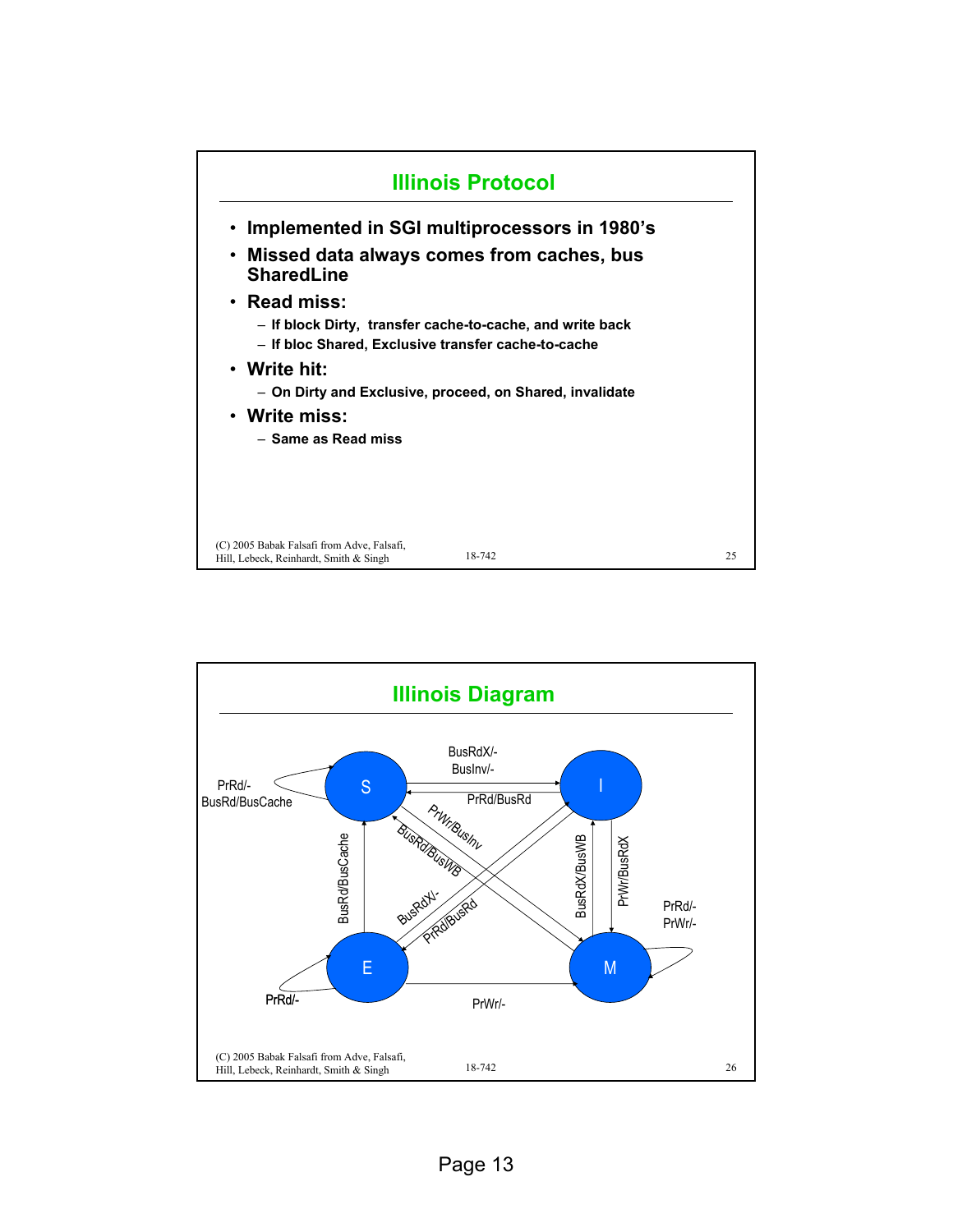## Illinois Protocol

- Implemented in SGI multiprocessors in 1980's
- Missed data always comes from caches, bus SharedLine
- Read miss:
  - If block Dirty, transfer cache-to-cache, and write back
  - If bloc Shared, Exclusive transfer cache-to-cache
- Write hit:
  - On Dirty and Exclusive, proceed, on Shared, invalidate
- Write miss:
  - Same as Read miss

(C) 2005 Babak Falsafi from Adve, Falsafi, Hill, Lebeck, Reinhardt, Smith & Singh — 18-742

## Illinois Diagram

States: S, I, E, M

- S → S: PrRd/- ; BusRd/BusCache
- S → I: BusRdX/- ; BusInv/-
- I → S: PrRd/BusRd
- S → M: PrWr/BusInv
- M → S: BusRd/BusWB
- E → S: BusRd/BusCache
- E → I: BusRdX/-
- I → E: PrRd/BusRd
- M → I: BusRdX/BusWB
- I → M: PrWr/BusRdX
- E → E: PrRd/-
- E → M: PrWr/-
- M → M: PrRd/- ; PrWr/-

(C) 2005 Babak Falsafi from Adve, Falsafi, Hill, Lebeck, Reinhardt, Smith & Singh — 18-742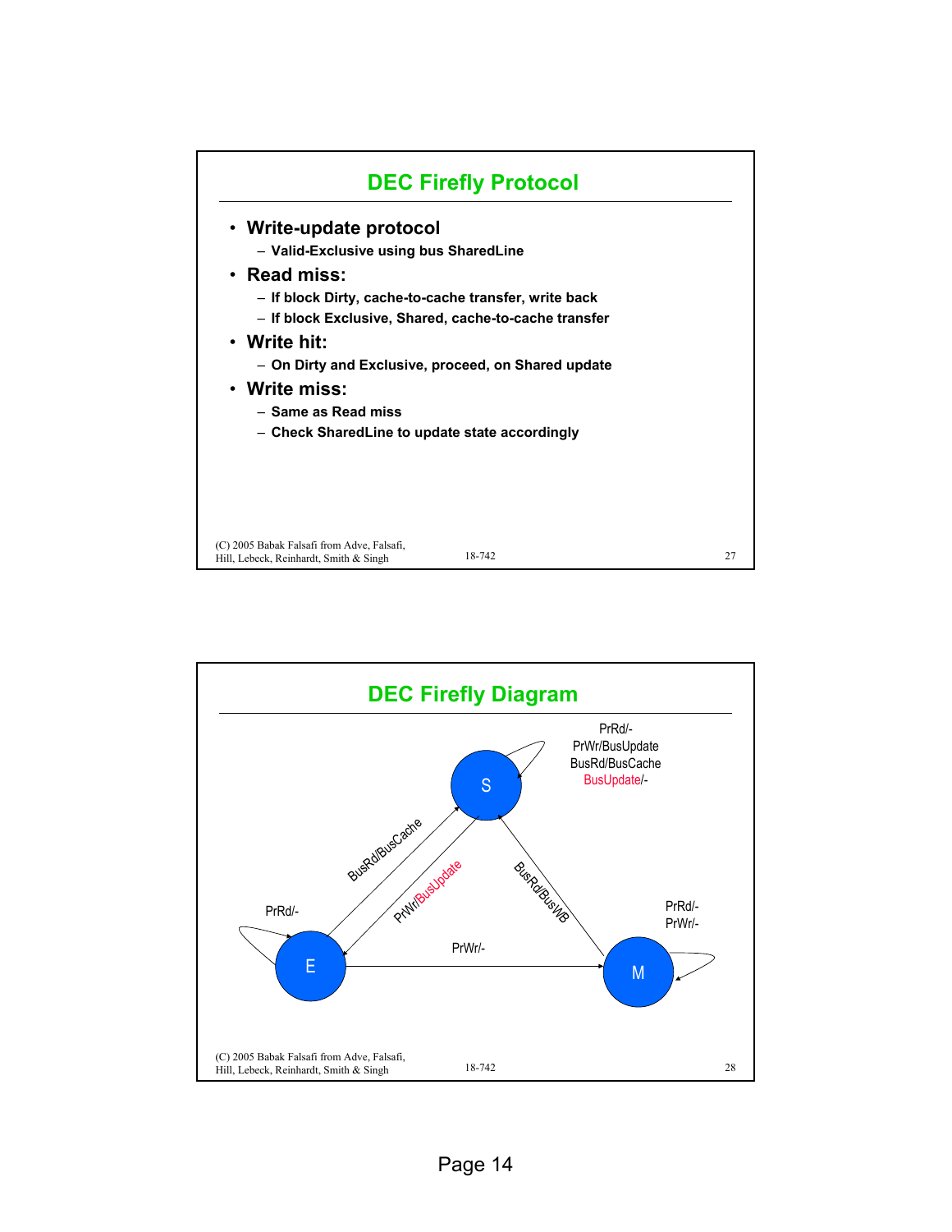## DEC Firefly Protocol

- **Write-update protocol**
  - Valid-Exclusive using bus SharedLine
- **Read miss:**
  - If block Dirty, cache-to-cache transfer, write back
  - If block Exclusive, Shared, cache-to-cache transfer
- **Write hit:**
  - On Dirty and Exclusive, proceed, on Shared update
- **Write miss:**
  - Same as Read miss
  - Check SharedLine to update state accordingly

## DEC Firefly Diagram

- S (self-loop): PrRd/-, PrWr/BusUpdate, BusRd/BusCache, BusUpdate/-
- E (self-loop): PrRd/-
- M (self-loop): PrRd/-, PrWr/-
- E → S: BusRd/BusCache
- S → E: PrWr/BusUpdate
- M → S: BusRd/BusWB
- E → M: PrWr/-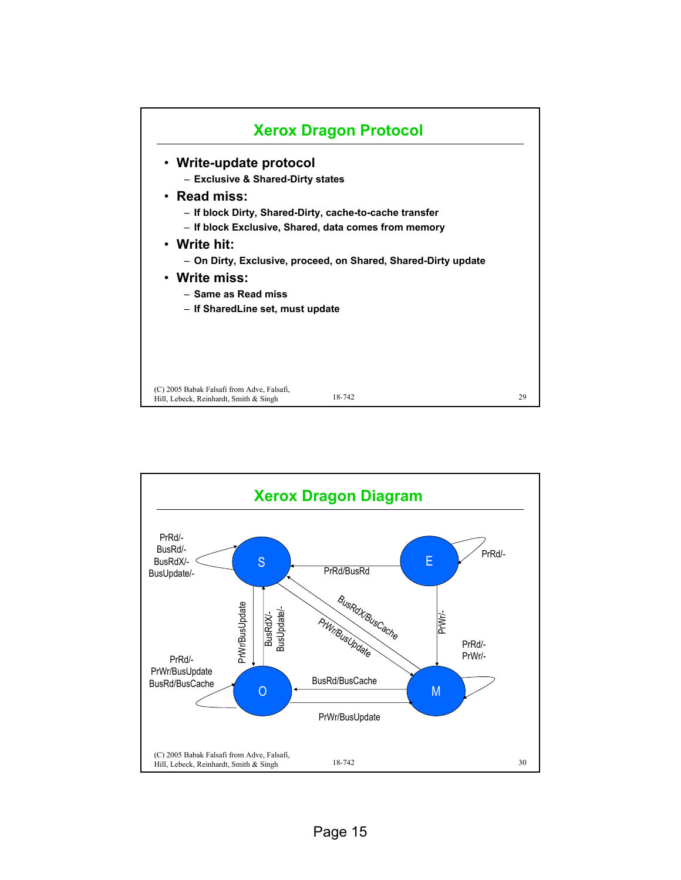## Xerox Dragon Protocol

- **Write-update protocol**
  - Exclusive & Shared-Dirty states
- **Read miss:**
  - If block Dirty, Shared-Dirty, cache-to-cache transfer
  - If block Exclusive, Shared, data comes from memory
- **Write hit:**
  - On Dirty, Exclusive, proceed, on Shared, Shared-Dirty update
- **Write miss:**
  - Same as Read miss
  - If SharedLine set, must update

(C) 2005 Babak Falsafi from Adve, Falsafi, Hill, Lebeck, Reinhardt, Smith & Singh — 18-742

## Xerox Dragon Diagram

States: S, E, O, M

- S (self-loop): PrRd/-, BusRd/-, BusRdX/-, BusUpdate/-
- E (self-loop): PrRd/-
- E → S: PrRd/BusRd
- E → M: PrWr/-
- M (self-loop): PrRd/-, PrWr/-
- M → S: BusRdX/BusCache
- S → M: PrWr/BusUpdate
- M → O: BusRd/BusCache
- O → M: PrWr/BusUpdate
- S → O: PrWr/BusUpdate
- O → S: BusRdX/-, BusUpdate/-
- O (self-loop): PrRd/-, PrWr/BusUpdate, BusRd/BusCache

(C) 2005 Babak Falsafi from Adve, Falsafi, Hill, Lebeck, Reinhardt, Smith & Singh — 18-742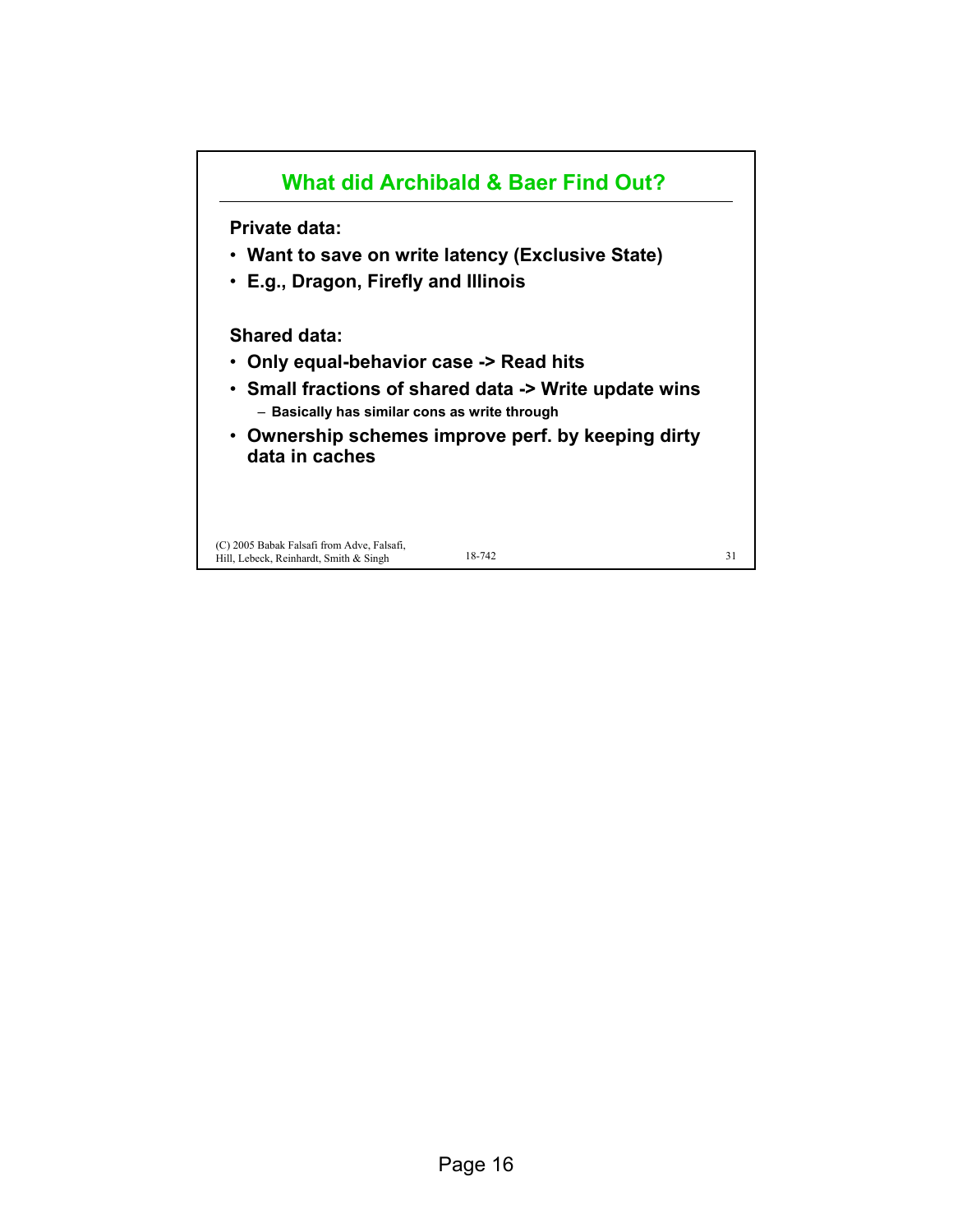## What did Archibald & Baer Find Out?

**Private data:**

- **Want to save on write latency (Exclusive State)**
- **E.g., Dragon, Firefly and Illinois**

**Shared data:**

- **Only equal-behavior case -> Read hits**
- **Small fractions of shared data -> Write update wins**
  - **Basically has similar cons as write through**
- **Ownership schemes improve perf. by keeping dirty data in caches**